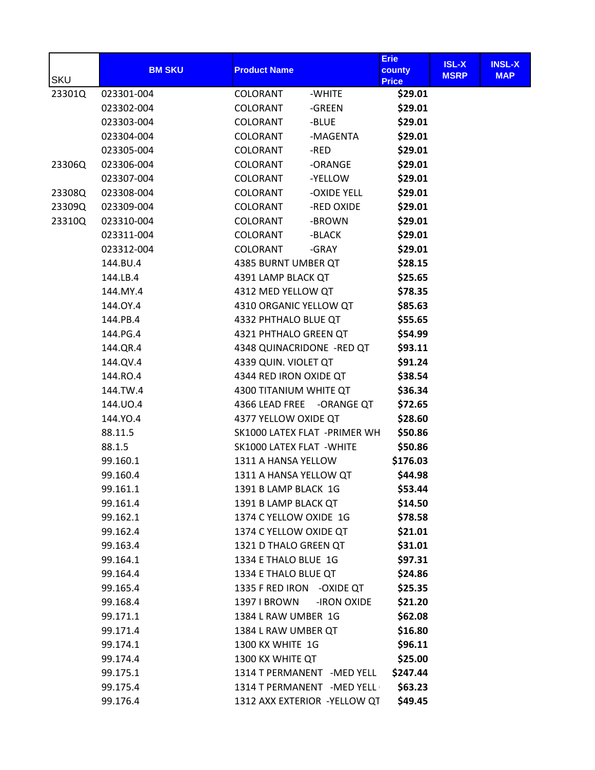| SKU | BM SKU | Product Name | Erie county Price | ISL-X MSRP | INSL-X MAP |
|---|---|---|---|---|---|
| 23301Q | 023301-004 | COLORANT -WHITE | $29.01 | | |
| | 023302-004 | COLORANT -GREEN | $29.01 | | |
| | 023303-004 | COLORANT -BLUE | $29.01 | | |
| | 023304-004 | COLORANT -MAGENTA | $29.01 | | |
| | 023305-004 | COLORANT -RED | $29.01 | | |
| 23306Q | 023306-004 | COLORANT -ORANGE | $29.01 | | |
| | 023307-004 | COLORANT -YELLOW | $29.01 | | |
| 23308Q | 023308-004 | COLORANT -OXIDE YELL | $29.01 | | |
| 23309Q | 023309-004 | COLORANT -RED OXIDE | $29.01 | | |
| 23310Q | 023310-004 | COLORANT -BROWN | $29.01 | | |
| | 023311-004 | COLORANT -BLACK | $29.01 | | |
| | 023312-004 | COLORANT -GRAY | $29.01 | | |
| | 144.BU.4 | 4385 BURNT UMBER QT | $28.15 | | |
| | 144.LB.4 | 4391 LAMP BLACK QT | $25.65 | | |
| | 144.MY.4 | 4312 MED YELLOW QT | $78.35 | | |
| | 144.OY.4 | 4310 ORGANIC YELLOW QT | $85.63 | | |
| | 144.PB.4 | 4332 PHTHALO BLUE QT | $55.65 | | |
| | 144.PG.4 | 4321 PHTHALO GREEN QT | $54.99 | | |
| | 144.QR.4 | 4348 QUINACRIDONE -RED QT | $93.11 | | |
| | 144.QV.4 | 4339 QUIN. VIOLET QT | $91.24 | | |
| | 144.RO.4 | 4344 RED IRON OXIDE QT | $38.54 | | |
| | 144.TW.4 | 4300 TITANIUM WHITE QT | $36.34 | | |
| | 144.UO.4 | 4366 LEAD FREE -ORANGE QT | $72.65 | | |
| | 144.YO.4 | 4377 YELLOW OXIDE QT | $28.60 | | |
| | 88.11.5 | SK1000 LATEX FLAT -PRIMER WH | $50.86 | | |
| | 88.1.5 | SK1000 LATEX FLAT -WHITE | $50.86 | | |
| | 99.160.1 | 1311 A HANSA YELLOW | $176.03 | | |
| | 99.160.4 | 1311 A HANSA YELLOW QT | $44.98 | | |
| | 99.161.1 | 1391 B LAMP BLACK 1G | $53.44 | | |
| | 99.161.4 | 1391 B LAMP BLACK QT | $14.50 | | |
| | 99.162.1 | 1374 C YELLOW OXIDE 1G | $78.58 | | |
| | 99.162.4 | 1374 C YELLOW OXIDE QT | $21.01 | | |
| | 99.163.4 | 1321 D THALO GREEN QT | $31.01 | | |
| | 99.164.1 | 1334 E THALO BLUE 1G | $97.31 | | |
| | 99.164.4 | 1334 E THALO BLUE QT | $24.86 | | |
| | 99.165.4 | 1335 F RED IRON -OXIDE QT | $25.35 | | |
| | 99.168.4 | 1397 I BROWN -IRON OXIDE | $21.20 | | |
| | 99.171.1 | 1384 L RAW UMBER 1G | $62.08 | | |
| | 99.171.4 | 1384 L RAW UMBER QT | $16.80 | | |
| | 99.174.1 | 1300 KX WHITE 1G | $96.11 | | |
| | 99.174.4 | 1300 KX WHITE QT | $25.00 | | |
| | 99.175.1 | 1314 T PERMANENT -MED YELL | $247.44 | | |
| | 99.175.4 | 1314 T PERMANENT -MED YELL | $63.23 | | |
| | 99.176.4 | 1312 AXX EXTERIOR -YELLOW QT | $49.45 | | |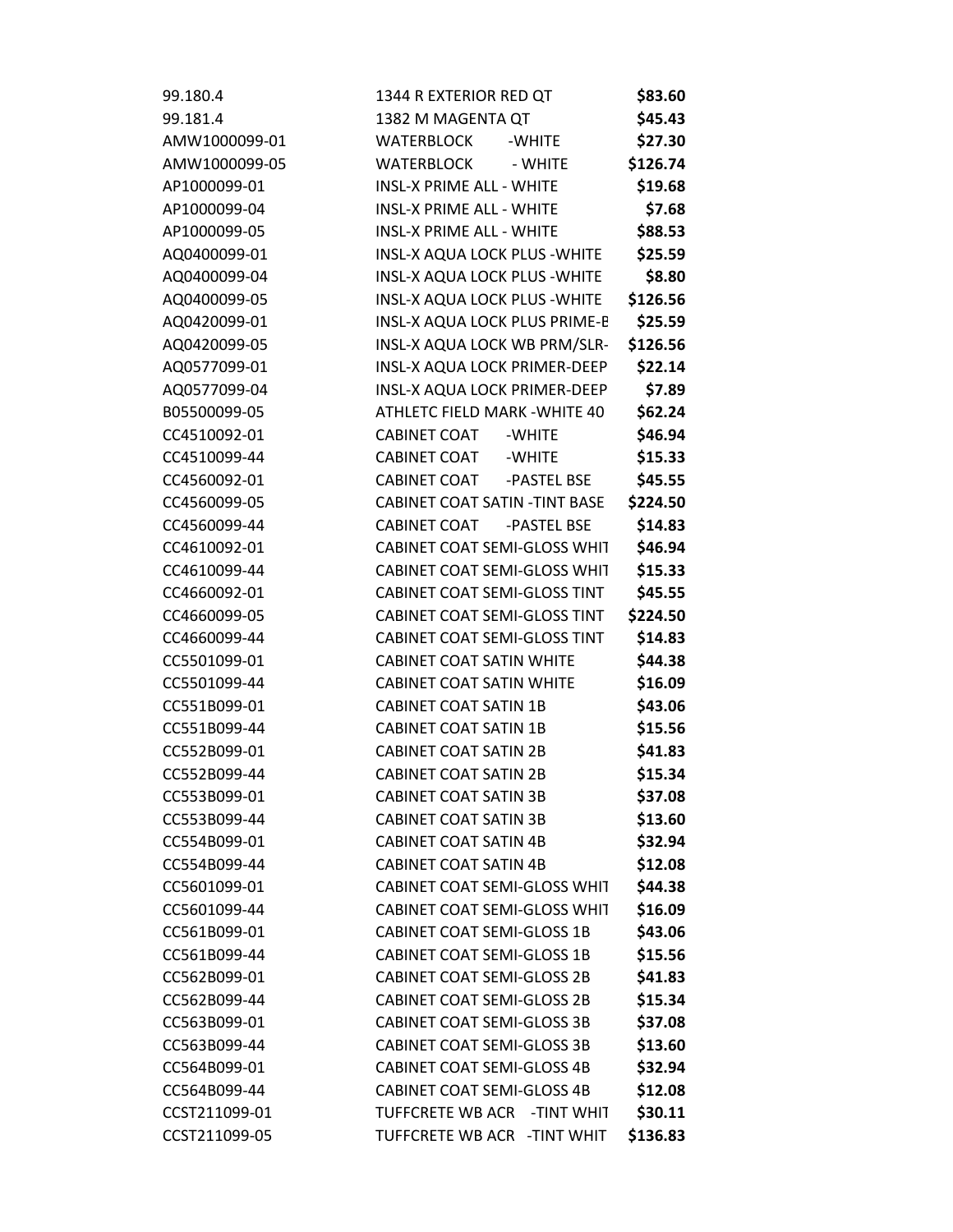| | | |
|---|---|---|
| 99.180.4 | 1344 R EXTERIOR RED QT | **$83.60** |
| 99.181.4 | 1382 M MAGENTA QT | **$45.43** |
| AMW1000099-01 | WATERBLOCK -WHITE | **$27.30** |
| AMW1000099-05 | WATERBLOCK - WHITE | **$126.74** |
| AP1000099-01 | INSL-X PRIME ALL - WHITE | **$19.68** |
| AP1000099-04 | INSL-X PRIME ALL - WHITE | **$7.68** |
| AP1000099-05 | INSL-X PRIME ALL - WHITE | **$88.53** |
| AQ0400099-01 | INSL-X AQUA LOCK PLUS -WHITE | **$25.59** |
| AQ0400099-04 | INSL-X AQUA LOCK PLUS -WHITE | **$8.80** |
| AQ0400099-05 | INSL-X AQUA LOCK PLUS -WHITE | **$126.56** |
| AQ0420099-01 | INSL-X AQUA LOCK PLUS PRIME-B | **$25.59** |
| AQ0420099-05 | INSL-X AQUA LOCK WB PRM/SLR- | **$126.56** |
| AQ0577099-01 | INSL-X AQUA LOCK PRIMER-DEEP | **$22.14** |
| AQ0577099-04 | INSL-X AQUA LOCK PRIMER-DEEP | **$7.89** |
| B05500099-05 | ATHLETC FIELD MARK -WHITE 40 | **$62.24** |
| CC4510092-01 | CABINET COAT -WHITE | **$46.94** |
| CC4510099-44 | CABINET COAT -WHITE | **$15.33** |
| CC4560092-01 | CABINET COAT -PASTEL BSE | **$45.55** |
| CC4560099-05 | CABINET COAT SATIN -TINT BASE | **$224.50** |
| CC4560099-44 | CABINET COAT -PASTEL BSE | **$14.83** |
| CC4610092-01 | CABINET COAT SEMI-GLOSS WHIT | **$46.94** |
| CC4610099-44 | CABINET COAT SEMI-GLOSS WHIT | **$15.33** |
| CC4660092-01 | CABINET COAT SEMI-GLOSS TINT | **$45.55** |
| CC4660099-05 | CABINET COAT SEMI-GLOSS TINT | **$224.50** |
| CC4660099-44 | CABINET COAT SEMI-GLOSS TINT | **$14.83** |
| CC5501099-01 | CABINET COAT SATIN WHITE | **$44.38** |
| CC5501099-44 | CABINET COAT SATIN WHITE | **$16.09** |
| CC551B099-01 | CABINET COAT SATIN 1B | **$43.06** |
| CC551B099-44 | CABINET COAT SATIN 1B | **$15.56** |
| CC552B099-01 | CABINET COAT SATIN 2B | **$41.83** |
| CC552B099-44 | CABINET COAT SATIN 2B | **$15.34** |
| CC553B099-01 | CABINET COAT SATIN 3B | **$37.08** |
| CC553B099-44 | CABINET COAT SATIN 3B | **$13.60** |
| CC554B099-01 | CABINET COAT SATIN 4B | **$32.94** |
| CC554B099-44 | CABINET COAT SATIN 4B | **$12.08** |
| CC5601099-01 | CABINET COAT SEMI-GLOSS WHIT | **$44.38** |
| CC5601099-44 | CABINET COAT SEMI-GLOSS WHIT | **$16.09** |
| CC561B099-01 | CABINET COAT SEMI-GLOSS 1B | **$43.06** |
| CC561B099-44 | CABINET COAT SEMI-GLOSS 1B | **$15.56** |
| CC562B099-01 | CABINET COAT SEMI-GLOSS 2B | **$41.83** |
| CC562B099-44 | CABINET COAT SEMI-GLOSS 2B | **$15.34** |
| CC563B099-01 | CABINET COAT SEMI-GLOSS 3B | **$37.08** |
| CC563B099-44 | CABINET COAT SEMI-GLOSS 3B | **$13.60** |
| CC564B099-01 | CABINET COAT SEMI-GLOSS 4B | **$32.94** |
| CC564B099-44 | CABINET COAT SEMI-GLOSS 4B | **$12.08** |
| CCST211099-01 | TUFFCRETE WB ACR -TINT WHIT | **$30.11** |
| CCST211099-05 | TUFFCRETE WB ACR -TINT WHIT | **$136.83** |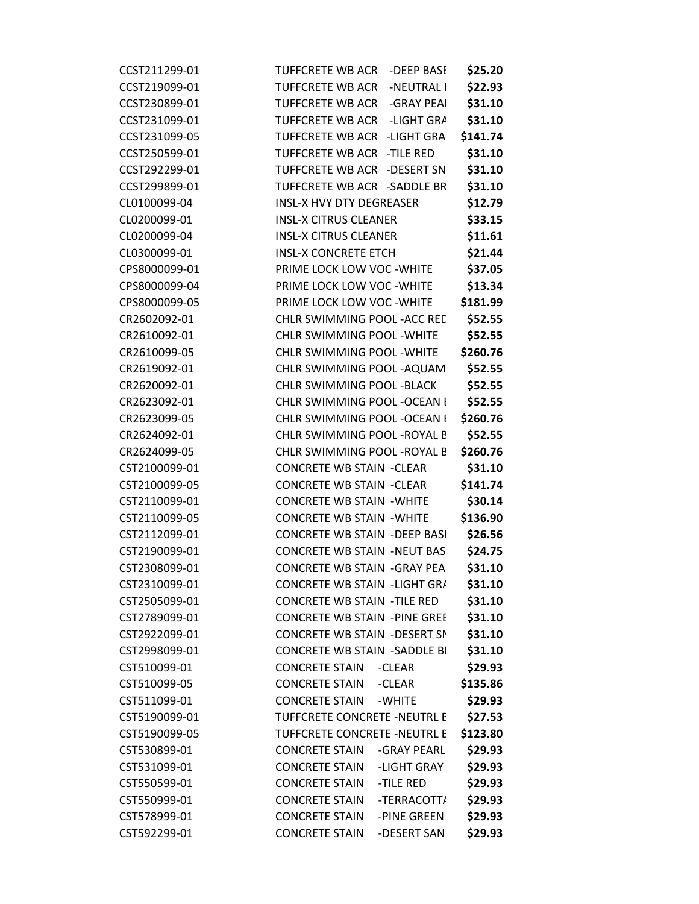| | | |
|---|---|---|
| CCST211299-01 | TUFFCRETE WB ACR -DEEP BASE | **$25.20** |
| CCST219099-01 | TUFFCRETE WB ACR -NEUTRAL I | **$22.93** |
| CCST230899-01 | TUFFCRETE WB ACR -GRAY PEAI | **$31.10** |
| CCST231099-01 | TUFFCRETE WB ACR -LIGHT GRA | **$31.10** |
| CCST231099-05 | TUFFCRETE WB ACR -LIGHT GRA | **$141.74** |
| CCST250599-01 | TUFFCRETE WB ACR -TILE RED | **$31.10** |
| CCST292299-01 | TUFFCRETE WB ACR -DESERT SN | **$31.10** |
| CCST299899-01 | TUFFCRETE WB ACR -SADDLE BR | **$31.10** |
| CL0100099-04 | INSL-X HVY DTY DEGREASER | **$12.79** |
| CL0200099-01 | INSL-X CITRUS CLEANER | **$33.15** |
| CL0200099-04 | INSL-X CITRUS CLEANER | **$11.61** |
| CL0300099-01 | INSL-X CONCRETE ETCH | **$21.44** |
| CPS8000099-01 | PRIME LOCK LOW VOC -WHITE | **$37.05** |
| CPS8000099-04 | PRIME LOCK LOW VOC -WHITE | **$13.34** |
| CPS8000099-05 | PRIME LOCK LOW VOC -WHITE | **$181.99** |
| CR2602092-01 | CHLR SWIMMING POOL -ACC RED | **$52.55** |
| CR2610092-01 | CHLR SWIMMING POOL -WHITE | **$52.55** |
| CR2610099-05 | CHLR SWIMMING POOL -WHITE | **$260.76** |
| CR2619092-01 | CHLR SWIMMING POOL -AQUAM | **$52.55** |
| CR2620092-01 | CHLR SWIMMING POOL -BLACK | **$52.55** |
| CR2623092-01 | CHLR SWIMMING POOL -OCEAN I | **$52.55** |
| CR2623099-05 | CHLR SWIMMING POOL -OCEAN I | **$260.76** |
| CR2624092-01 | CHLR SWIMMING POOL -ROYAL E | **$52.55** |
| CR2624099-05 | CHLR SWIMMING POOL -ROYAL E | **$260.76** |
| CST2100099-01 | CONCRETE WB STAIN -CLEAR | **$31.10** |
| CST2100099-05 | CONCRETE WB STAIN -CLEAR | **$141.74** |
| CST2110099-01 | CONCRETE WB STAIN -WHITE | **$30.14** |
| CST2110099-05 | CONCRETE WB STAIN -WHITE | **$136.90** |
| CST2112099-01 | CONCRETE WB STAIN -DEEP BASI | **$26.56** |
| CST2190099-01 | CONCRETE WB STAIN -NEUT BAS | **$24.75** |
| CST2308099-01 | CONCRETE WB STAIN -GRAY PEA | **$31.10** |
| CST2310099-01 | CONCRETE WB STAIN -LIGHT GRA | **$31.10** |
| CST2505099-01 | CONCRETE WB STAIN -TILE RED | **$31.10** |
| CST2789099-01 | CONCRETE WB STAIN -PINE GREE | **$31.10** |
| CST2922099-01 | CONCRETE WB STAIN -DESERT SN | **$31.10** |
| CST2998099-01 | CONCRETE WB STAIN -SADDLE BI | **$31.10** |
| CST510099-01 | CONCRETE STAIN -CLEAR | **$29.93** |
| CST510099-05 | CONCRETE STAIN -CLEAR | **$135.86** |
| CST511099-01 | CONCRETE STAIN -WHITE | **$29.93** |
| CST5190099-01 | TUFFCRETE CONCRETE -NEUTRL E | **$27.53** |
| CST5190099-05 | TUFFCRETE CONCRETE -NEUTRL E | **$123.80** |
| CST530899-01 | CONCRETE STAIN -GRAY PEARL | **$29.93** |
| CST531099-01 | CONCRETE STAIN -LIGHT GRAY | **$29.93** |
| CST550599-01 | CONCRETE STAIN -TILE RED | **$29.93** |
| CST550999-01 | CONCRETE STAIN -TERRACOTTA | **$29.93** |
| CST578999-01 | CONCRETE STAIN -PINE GREEN | **$29.93** |
| CST592299-01 | CONCRETE STAIN -DESERT SAN | **$29.93** |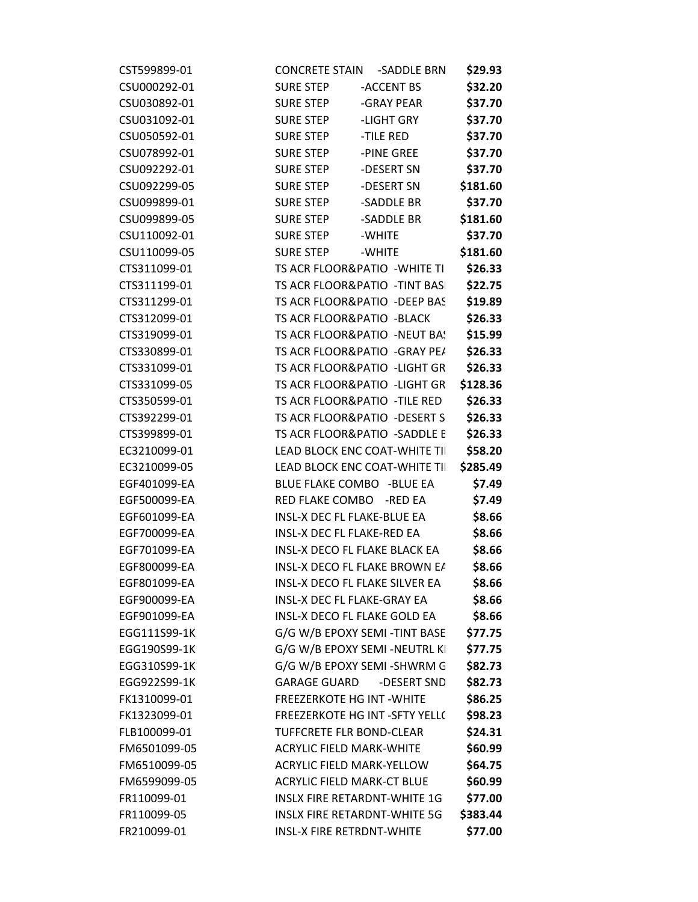| | | |
|---|---|---|
| CST599899-01 | CONCRETE STAIN -SADDLE BRN | **$29.93** |
| CSU000292-01 | SURE STEP -ACCENT BS | **$32.20** |
| CSU030892-01 | SURE STEP -GRAY PEAR | **$37.70** |
| CSU031092-01 | SURE STEP -LIGHT GRY | **$37.70** |
| CSU050592-01 | SURE STEP -TILE RED | **$37.70** |
| CSU078992-01 | SURE STEP -PINE GREE | **$37.70** |
| CSU092292-01 | SURE STEP -DESERT SN | **$37.70** |
| CSU092299-05 | SURE STEP -DESERT SN | **$181.60** |
| CSU099899-01 | SURE STEP -SADDLE BR | **$37.70** |
| CSU099899-05 | SURE STEP -SADDLE BR | **$181.60** |
| CSU110092-01 | SURE STEP -WHITE | **$37.70** |
| CSU110099-05 | SURE STEP -WHITE | **$181.60** |
| CTS311099-01 | TS ACR FLOOR&PATIO -WHITE TI | **$26.33** |
| CTS311199-01 | TS ACR FLOOR&PATIO -TINT BASI | **$22.75** |
| CTS311299-01 | TS ACR FLOOR&PATIO -DEEP BAS | **$19.89** |
| CTS312099-01 | TS ACR FLOOR&PATIO -BLACK | **$26.33** |
| CTS319099-01 | TS ACR FLOOR&PATIO -NEUT BAS | **$15.99** |
| CTS330899-01 | TS ACR FLOOR&PATIO -GRAY PEA | **$26.33** |
| CTS331099-01 | TS ACR FLOOR&PATIO -LIGHT GR | **$26.33** |
| CTS331099-05 | TS ACR FLOOR&PATIO -LIGHT GR | **$128.36** |
| CTS350599-01 | TS ACR FLOOR&PATIO -TILE RED | **$26.33** |
| CTS392299-01 | TS ACR FLOOR&PATIO -DESERT S | **$26.33** |
| CTS399899-01 | TS ACR FLOOR&PATIO -SADDLE E | **$26.33** |
| EC3210099-01 | LEAD BLOCK ENC COAT-WHITE TII | **$58.20** |
| EC3210099-05 | LEAD BLOCK ENC COAT-WHITE TII | **$285.49** |
| EGF401099-EA | BLUE FLAKE COMBO -BLUE EA | **$7.49** |
| EGF500099-EA | RED FLAKE COMBO -RED EA | **$7.49** |
| EGF601099-EA | INSL-X DEC FL FLAKE-BLUE EA | **$8.66** |
| EGF700099-EA | INSL-X DEC FL FLAKE-RED EA | **$8.66** |
| EGF701099-EA | INSL-X DECO FL FLAKE BLACK EA | **$8.66** |
| EGF800099-EA | INSL-X DECO FL FLAKE BROWN EA | **$8.66** |
| EGF801099-EA | INSL-X DECO FL FLAKE SILVER EA | **$8.66** |
| EGF900099-EA | INSL-X DEC FL FLAKE-GRAY EA | **$8.66** |
| EGF901099-EA | INSL-X DECO FL FLAKE GOLD EA | **$8.66** |
| EGG111S99-1K | G/G W/B EPOXY SEMI -TINT BASE | **$77.75** |
| EGG190S99-1K | G/G W/B EPOXY SEMI -NEUTRL KI | **$77.75** |
| EGG310S99-1K | G/G W/B EPOXY SEMI -SHWRM G | **$82.73** |
| EGG922S99-1K | GARAGE GUARD -DESERT SND | **$82.73** |
| FK1310099-01 | FREEZERKOTE HG INT -WHITE | **$86.25** |
| FK1323099-01 | FREEZERKOTE HG INT -SFTY YELLC | **$98.23** |
| FLB100099-01 | TUFFCRETE FLR BOND-CLEAR | **$24.31** |
| FM6501099-05 | ACRYLIC FIELD MARK-WHITE | **$60.99** |
| FM6510099-05 | ACRYLIC FIELD MARK-YELLOW | **$64.75** |
| FM6599099-05 | ACRYLIC FIELD MARK-CT BLUE | **$60.99** |
| FR110099-01 | INSLX FIRE RETARDNT-WHITE 1G | **$77.00** |
| FR110099-05 | INSLX FIRE RETARDNT-WHITE 5G | **$383.44** |
| FR210099-01 | INSL-X FIRE RETRDNT-WHITE | **$77.00** |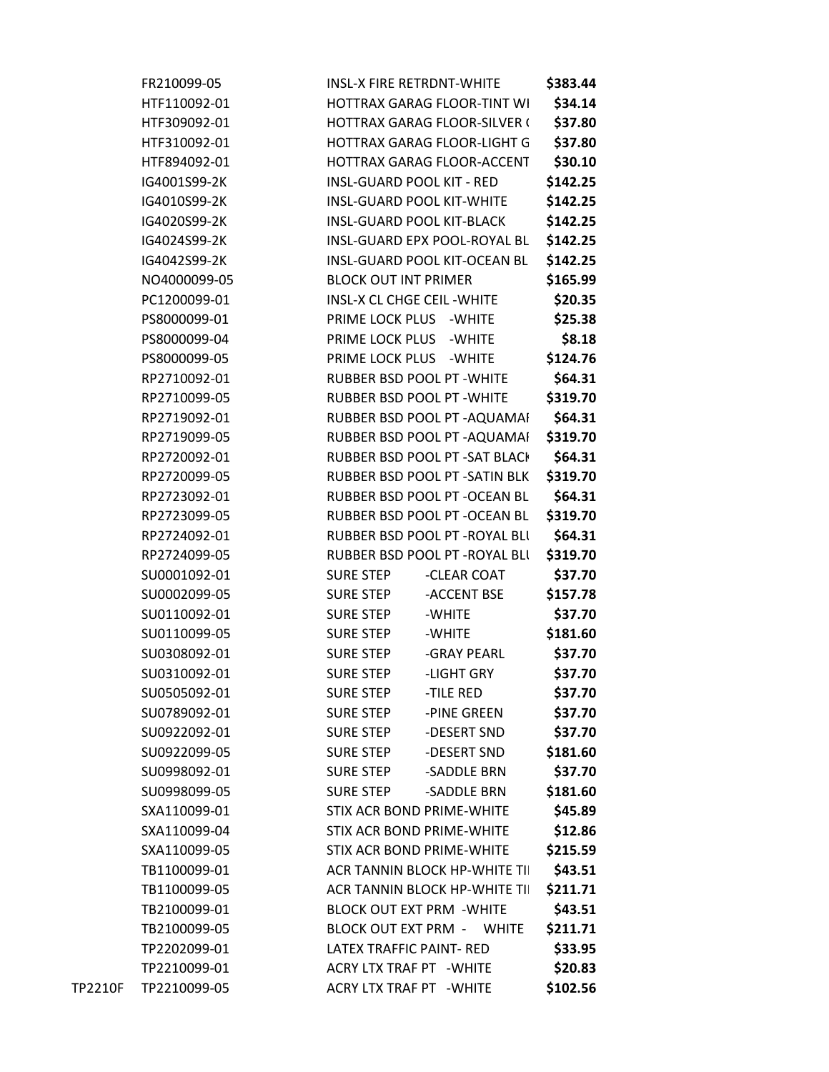| | | | |
|---|---|---|---|
| | FR210099-05 | INSL-X FIRE RETRDNT-WHITE | $383.44 |
| | HTF110092-01 | HOTTRAX GARAG FLOOR-TINT WI | $34.14 |
| | HTF309092-01 | HOTTRAX GARAG FLOOR-SILVER ( | $37.80 |
| | HTF310092-01 | HOTTRAX GARAG FLOOR-LIGHT G | $37.80 |
| | HTF894092-01 | HOTTRAX GARAG FLOOR-ACCENT | $30.10 |
| | IG4001S99-2K | INSL-GUARD POOL KIT - RED | $142.25 |
| | IG4010S99-2K | INSL-GUARD POOL KIT-WHITE | $142.25 |
| | IG4020S99-2K | INSL-GUARD POOL KIT-BLACK | $142.25 |
| | IG4024S99-2K | INSL-GUARD EPX POOL-ROYAL BL | $142.25 |
| | IG4042S99-2K | INSL-GUARD POOL KIT-OCEAN BL | $142.25 |
| | NO4000099-05 | BLOCK OUT INT PRIMER | $165.99 |
| | PC1200099-01 | INSL-X CL CHGE CEIL -WHITE | $20.35 |
| | PS8000099-01 | PRIME LOCK PLUS -WHITE | $25.38 |
| | PS8000099-04 | PRIME LOCK PLUS -WHITE | $8.18 |
| | PS8000099-05 | PRIME LOCK PLUS -WHITE | $124.76 |
| | RP2710092-01 | RUBBER BSD POOL PT -WHITE | $64.31 |
| | RP2710099-05 | RUBBER BSD POOL PT -WHITE | $319.70 |
| | RP2719092-01 | RUBBER BSD POOL PT -AQUAMAI | $64.31 |
| | RP2719099-05 | RUBBER BSD POOL PT -AQUAMAI | $319.70 |
| | RP2720092-01 | RUBBER BSD POOL PT -SAT BLACK | $64.31 |
| | RP2720099-05 | RUBBER BSD POOL PT -SATIN BLK | $319.70 |
| | RP2723092-01 | RUBBER BSD POOL PT -OCEAN BL | $64.31 |
| | RP2723099-05 | RUBBER BSD POOL PT -OCEAN BL | $319.70 |
| | RP2724092-01 | RUBBER BSD POOL PT -ROYAL BLU | $64.31 |
| | RP2724099-05 | RUBBER BSD POOL PT -ROYAL BLU | $319.70 |
| | SU0001092-01 | SURE STEP -CLEAR COAT | $37.70 |
| | SU0002099-05 | SURE STEP -ACCENT BSE | $157.78 |
| | SU0110092-01 | SURE STEP -WHITE | $37.70 |
| | SU0110099-05 | SURE STEP -WHITE | $181.60 |
| | SU0308092-01 | SURE STEP -GRAY PEARL | $37.70 |
| | SU0310092-01 | SURE STEP -LIGHT GRY | $37.70 |
| | SU0505092-01 | SURE STEP -TILE RED | $37.70 |
| | SU0789092-01 | SURE STEP -PINE GREEN | $37.70 |
| | SU0922092-01 | SURE STEP -DESERT SND | $37.70 |
| | SU0922099-05 | SURE STEP -DESERT SND | $181.60 |
| | SU0998092-01 | SURE STEP -SADDLE BRN | $37.70 |
| | SU0998099-05 | SURE STEP -SADDLE BRN | $181.60 |
| | SXA110099-01 | STIX ACR BOND PRIME-WHITE | $45.89 |
| | SXA110099-04 | STIX ACR BOND PRIME-WHITE | $12.86 |
| | SXA110099-05 | STIX ACR BOND PRIME-WHITE | $215.59 |
| | TB1100099-01 | ACR TANNIN BLOCK HP-WHITE TI | $43.51 |
| | TB1100099-05 | ACR TANNIN BLOCK HP-WHITE TI | $211.71 |
| | TB2100099-01 | BLOCK OUT EXT PRM -WHITE | $43.51 |
| | TB2100099-05 | BLOCK OUT EXT PRM - WHITE | $211.71 |
| | TP2202099-01 | LATEX TRAFFIC PAINT- RED | $33.95 |
| | TP2210099-01 | ACRY LTX TRAF PT -WHITE | $20.83 |
| TP2210F | TP2210099-05 | ACRY LTX TRAF PT -WHITE | $102.56 |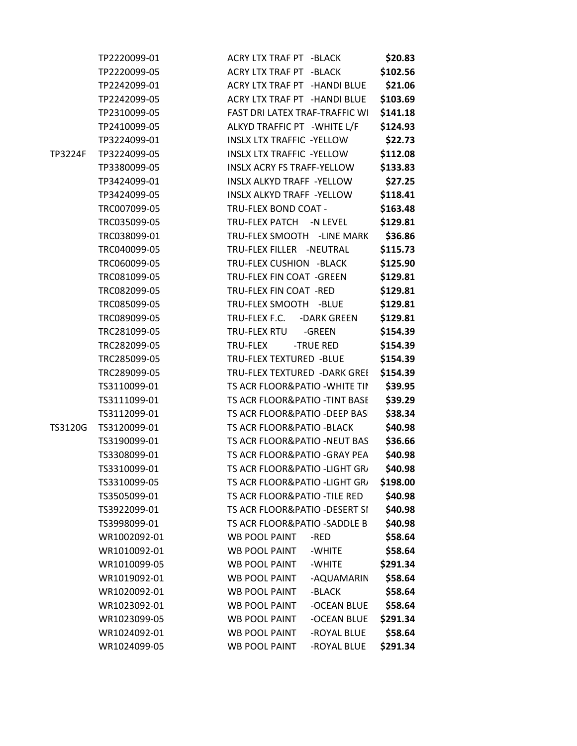| | | | |
|---|---|---|---|
| | TP2220099-01 | ACRY LTX TRAF PT -BLACK | $20.83 |
| | TP2220099-05 | ACRY LTX TRAF PT -BLACK | $102.56 |
| | TP2242099-01 | ACRY LTX TRAF PT -HANDI BLUE | $21.06 |
| | TP2242099-05 | ACRY LTX TRAF PT -HANDI BLUE | $103.69 |
| | TP2310099-05 | FAST DRI LATEX TRAF-TRAFFIC WI | $141.18 |
| | TP2410099-05 | ALKYD TRAFFIC PT -WHITE L/F | $124.93 |
| | TP3224099-01 | INSLX LTX TRAFFIC -YELLOW | $22.73 |
| TP3224F | TP3224099-05 | INSLX LTX TRAFFIC -YELLOW | $112.08 |
| | TP3380099-05 | INSLX ACRY FS TRAFF-YELLOW | $133.83 |
| | TP3424099-01 | INSLX ALKYD TRAFF -YELLOW | $27.25 |
| | TP3424099-05 | INSLX ALKYD TRAFF -YELLOW | $118.41 |
| | TRC007099-05 | TRU-FLEX BOND COAT - | $163.48 |
| | TRC035099-05 | TRU-FLEX PATCH -N LEVEL | $129.81 |
| | TRC038099-01 | TRU-FLEX SMOOTH -LINE MARK | $36.86 |
| | TRC040099-05 | TRU-FLEX FILLER -NEUTRAL | $115.73 |
| | TRC060099-05 | TRU-FLEX CUSHION -BLACK | $125.90 |
| | TRC081099-05 | TRU-FLEX FIN COAT -GREEN | $129.81 |
| | TRC082099-05 | TRU-FLEX FIN COAT -RED | $129.81 |
| | TRC085099-05 | TRU-FLEX SMOOTH -BLUE | $129.81 |
| | TRC089099-05 | TRU-FLEX F.C. -DARK GREEN | $129.81 |
| | TRC281099-05 | TRU-FLEX RTU -GREEN | $154.39 |
| | TRC282099-05 | TRU-FLEX -TRUE RED | $154.39 |
| | TRC285099-05 | TRU-FLEX TEXTURED -BLUE | $154.39 |
| | TRC289099-05 | TRU-FLEX TEXTURED -DARK GREE | $154.39 |
| | TS3110099-01 | TS ACR FLOOR&PATIO -WHITE TIN | $39.95 |
| | TS3111099-01 | TS ACR FLOOR&PATIO -TINT BASE | $39.29 |
| | TS3112099-01 | TS ACR FLOOR&PATIO -DEEP BAS | $38.34 |
| TS3120G | TS3120099-01 | TS ACR FLOOR&PATIO -BLACK | $40.98 |
| | TS3190099-01 | TS ACR FLOOR&PATIO -NEUT BAS | $36.66 |
| | TS3308099-01 | TS ACR FLOOR&PATIO -GRAY PEA | $40.98 |
| | TS3310099-01 | TS ACR FLOOR&PATIO -LIGHT GR/ | $40.98 |
| | TS3310099-05 | TS ACR FLOOR&PATIO -LIGHT GR/ | $198.00 |
| | TS3505099-01 | TS ACR FLOOR&PATIO -TILE RED | $40.98 |
| | TS3922099-01 | TS ACR FLOOR&PATIO -DESERT SI | $40.98 |
| | TS3998099-01 | TS ACR FLOOR&PATIO -SADDLE B | $40.98 |
| | WR1002092-01 | WB POOL PAINT -RED | $58.64 |
| | WR1010092-01 | WB POOL PAINT -WHITE | $58.64 |
| | WR1010099-05 | WB POOL PAINT -WHITE | $291.34 |
| | WR1019092-01 | WB POOL PAINT -AQUAMARIN | $58.64 |
| | WR1020092-01 | WB POOL PAINT -BLACK | $58.64 |
| | WR1023092-01 | WB POOL PAINT -OCEAN BLUE | $58.64 |
| | WR1023099-05 | WB POOL PAINT -OCEAN BLUE | $291.34 |
| | WR1024092-01 | WB POOL PAINT -ROYAL BLUE | $58.64 |
| | WR1024099-05 | WB POOL PAINT -ROYAL BLUE | $291.34 |